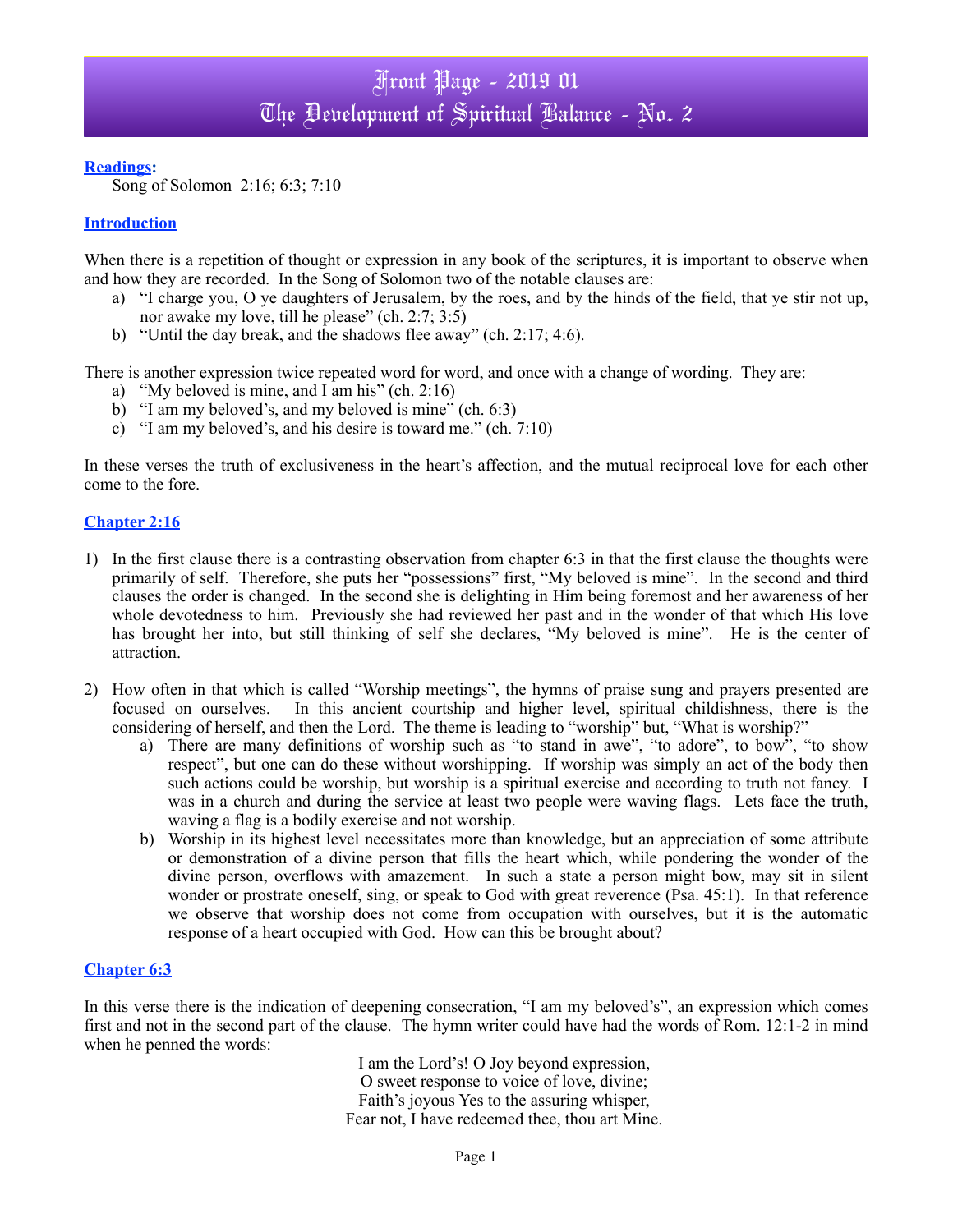# Front Page - 2019 01
# The Development of Spiritual Balance - No. 2

**Readings:**

Song of Solomon 2:16; 6:3; 7:10

**Introduction**

When there is a repetition of thought or expression in any book of the scriptures, it is important to observe when and how they are recorded. In the Song of Solomon two of the notable clauses are:

a) "I charge you, O ye daughters of Jerusalem, by the roes, and by the hinds of the field, that ye stir not up, nor awake my love, till he please" (ch. 2:7; 3:5)
b) "Until the day break, and the shadows flee away" (ch. 2:17; 4:6).

There is another expression twice repeated word for word, and once with a change of wording. They are:

a) "My beloved is mine, and I am his" (ch. 2:16)
b) "I am my beloved's, and my beloved is mine" (ch. 6:3)
c) "I am my beloved's, and his desire is toward me." (ch. 7:10)

In these verses the truth of exclusiveness in the heart's affection, and the mutual reciprocal love for each other come to the fore.

**Chapter 2:16**

1) In the first clause there is a contrasting observation from chapter 6:3 in that the first clause the thoughts were primarily of self. Therefore, she puts her "possessions" first, "My beloved is mine". In the second and third clauses the order is changed. In the second she is delighting in Him being foremost and her awareness of her whole devotedness to him. Previously she had reviewed her past and in the wonder of that which His love has brought her into, but still thinking of self she declares, "My beloved is mine". He is the center of attraction.

2) How often in that which is called "Worship meetings", the hymns of praise sung and prayers presented are focused on ourselves. In this ancient courtship and higher level, spiritual childishness, there is the considering of herself, and then the Lord. The theme is leading to "worship" but, "What is worship?"
   a) There are many definitions of worship such as "to stand in awe", "to adore", to bow", "to show respect", but one can do these without worshipping. If worship was simply an act of the body then such actions could be worship, but worship is a spiritual exercise and according to truth not fancy. I was in a church and during the service at least two people were waving flags. Lets face the truth, waving a flag is a bodily exercise and not worship.
   b) Worship in its highest level necessitates more than knowledge, but an appreciation of some attribute or demonstration of a divine person that fills the heart which, while pondering the wonder of the divine person, overflows with amazement. In such a state a person might bow, may sit in silent wonder or prostrate oneself, sing, or speak to God with great reverence (Psa. 45:1). In that reference we observe that worship does not come from occupation with ourselves, but it is the automatic response of a heart occupied with God. How can this be brought about?

**Chapter 6:3**

In this verse there is the indication of deepening consecration, "I am my beloved's", an expression which comes first and not in the second part of the clause. The hymn writer could have had the words of Rom. 12:1-2 in mind when he penned the words:

I am the Lord's! O Joy beyond expression,
O sweet response to voice of love, divine;
Faith's joyous Yes to the assuring whisper,
Fear not, I have redeemed thee, thou art Mine.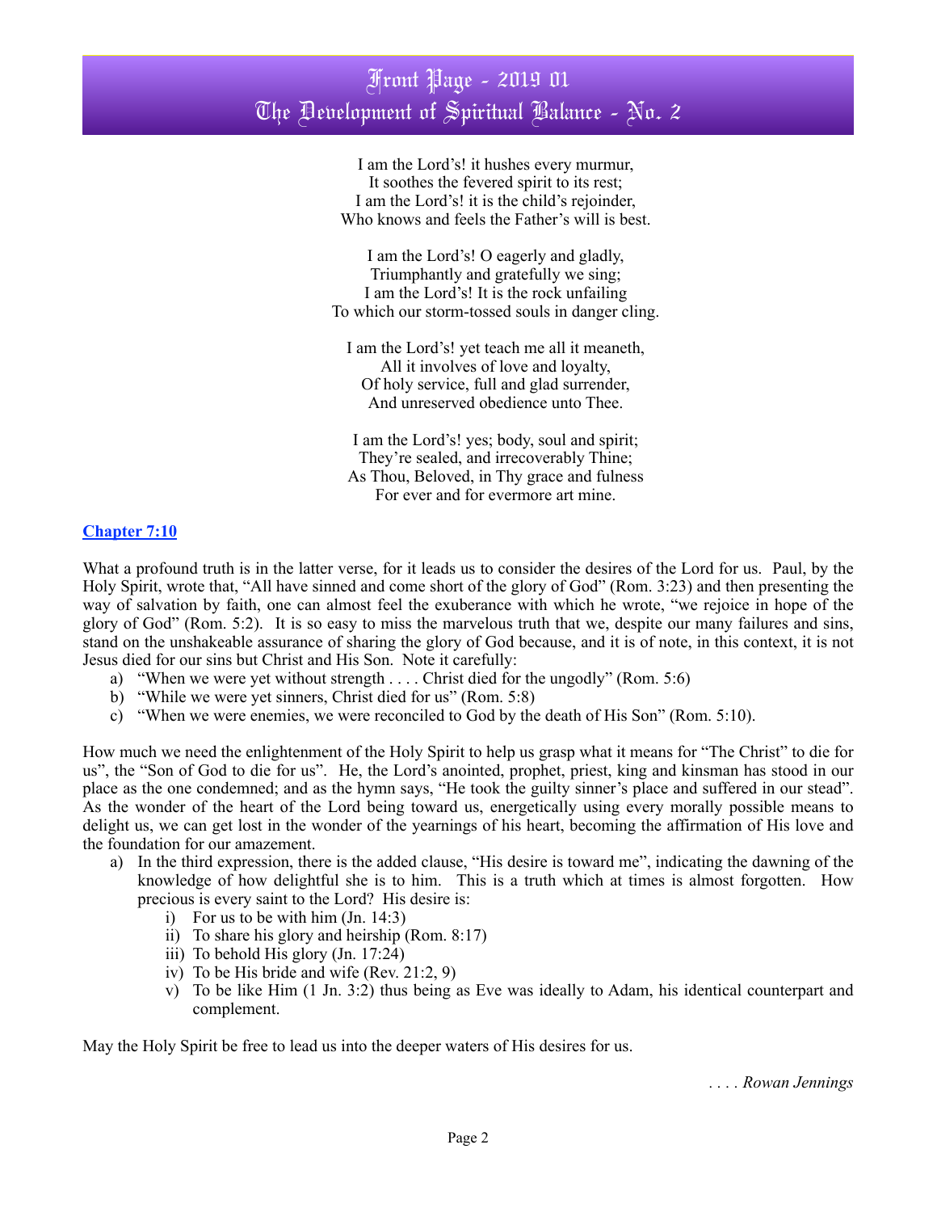# Front Page - 2019 01
# The Development of Spiritual Balance - No. 2

I am the Lord's! it hushes every murmur,
It soothes the fevered spirit to its rest;
I am the Lord's! it is the child's rejoinder,
Who knows and feels the Father's will is best.

I am the Lord's! O eagerly and gladly,
Triumphantly and gratefully we sing;
I am the Lord's! It is the rock unfailing
To which our storm-tossed souls in danger cling.

I am the Lord's! yet teach me all it meaneth,
All it involves of love and loyalty,
Of holy service, full and glad surrender,
And unreserved obedience unto Thee.

I am the Lord's! yes; body, soul and spirit;
They're sealed, and irrecoverably Thine;
As Thou, Beloved, in Thy grace and fulness
For ever and for evermore art mine.

**Chapter 7:10**

What a profound truth is in the latter verse, for it leads us to consider the desires of the Lord for us. Paul, by the Holy Spirit, wrote that, "All have sinned and come short of the glory of God" (Rom. 3:23) and then presenting the way of salvation by faith, one can almost feel the exuberance with which he wrote, "we rejoice in hope of the glory of God" (Rom. 5:2). It is so easy to miss the marvelous truth that we, despite our many failures and sins, stand on the unshakeable assurance of sharing the glory of God because, and it is of note, in this context, it is not Jesus died for our sins but Christ and His Son. Note it carefully:

a) "When we were yet without strength . . . . Christ died for the ungodly" (Rom. 5:6)
b) "While we were yet sinners, Christ died for us" (Rom. 5:8)
c) "When we were enemies, we were reconciled to God by the death of His Son" (Rom. 5:10).

How much we need the enlightenment of the Holy Spirit to help us grasp what it means for "The Christ" to die for us", the "Son of God to die for us". He, the Lord's anointed, prophet, priest, king and kinsman has stood in our place as the one condemned; and as the hymn says, "He took the guilty sinner's place and suffered in our stead". As the wonder of the heart of the Lord being toward us, energetically using every morally possible means to delight us, we can get lost in the wonder of the yearnings of his heart, becoming the affirmation of His love and the foundation for our amazement.

a) In the third expression, there is the added clause, "His desire is toward me", indicating the dawning of the knowledge of how delightful she is to him. This is a truth which at times is almost forgotten. How precious is every saint to the Lord? His desire is:
   i) For us to be with him (Jn. 14:3)
   ii) To share his glory and heirship (Rom. 8:17)
   iii) To behold His glory (Jn. 17:24)
   iv) To be His bride and wife (Rev. 21:2, 9)
   v) To be like Him (1 Jn. 3:2) thus being as Eve was ideally to Adam, his identical counterpart and complement.

May the Holy Spirit be free to lead us into the deeper waters of His desires for us.

. . . . *Rowan Jennings*